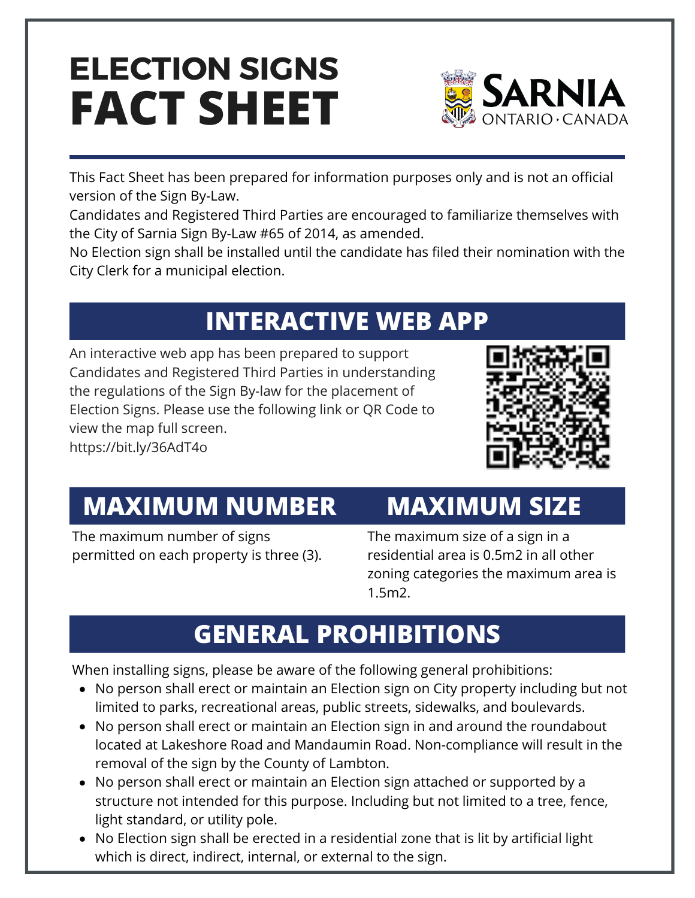# ELECTION SIGNS FACT SHEET

SARNIA ONTARIO · CANADA

This Fact Sheet has been prepared for information purposes only and is not an official version of the Sign By-Law.

Candidates and Registered Third Parties are encouraged to familiarize themselves with the City of Sarnia Sign By-Law #65 of 2014, as amended.

No Election sign shall be installed until the candidate has filed their nomination with the City Clerk for a municipal election.

## INTERACTIVE WEB APP

An interactive web app has been prepared to support Candidates and Registered Third Parties in understanding the regulations of the Sign By-law for the placement of Election Signs. Please use the following link or QR Code to view the map full screen.

https://bit.ly/36AdT4o

## MAXIMUM NUMBER

The maximum number of signs permitted on each property is three (3).

## MAXIMUM SIZE

The maximum size of a sign in a residential area is 0.5m2 in all other zoning categories the maximum area is 1.5m2.

## GENERAL PROHIBITIONS

When installing signs, please be aware of the following general prohibitions:

- No person shall erect or maintain an Election sign on City property including but not limited to parks, recreational areas, public streets, sidewalks, and boulevards.
- No person shall erect or maintain an Election sign in and around the roundabout located at Lakeshore Road and Mandaumin Road. Non-compliance will result in the removal of the sign by the County of Lambton.
- No person shall erect or maintain an Election sign attached or supported by a structure not intended for this purpose. Including but not limited to a tree, fence, light standard, or utility pole.
- No Election sign shall be erected in a residential zone that is lit by artificial light which is direct, indirect, internal, or external to the sign.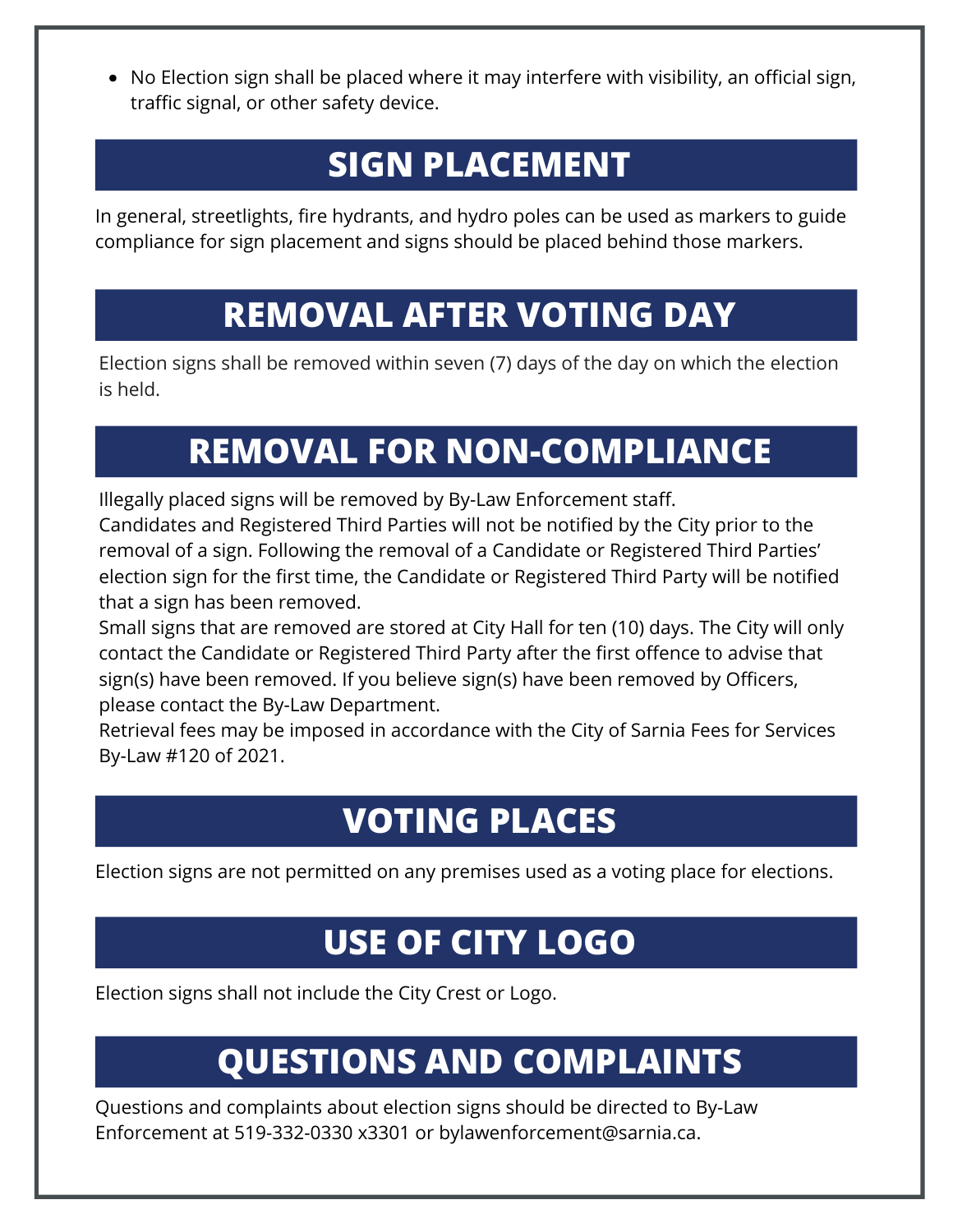- No Election sign shall be placed where it may interfere with visibility, an official sign, traffic signal, or other safety device.

## SIGN PLACEMENT

In general, streetlights, fire hydrants, and hydro poles can be used as markers to guide compliance for sign placement and signs should be placed behind those markers.

## REMOVAL AFTER VOTING DAY

Election signs shall be removed within seven (7) days of the day on which the election is held.

## REMOVAL FOR NON-COMPLIANCE

Illegally placed signs will be removed by By-Law Enforcement staff.
Candidates and Registered Third Parties will not be notified by the City prior to the removal of a sign. Following the removal of a Candidate or Registered Third Parties' election sign for the first time, the Candidate or Registered Third Party will be notified that a sign has been removed.
Small signs that are removed are stored at City Hall for ten (10) days. The City will only contact the Candidate or Registered Third Party after the first offence to advise that sign(s) have been removed. If you believe sign(s) have been removed by Officers, please contact the By-Law Department.
Retrieval fees may be imposed in accordance with the City of Sarnia Fees for Services By-Law #120 of 2021.

## VOTING PLACES

Election signs are not permitted on any premises used as a voting place for elections.

## USE OF CITY LOGO

Election signs shall not include the City Crest or Logo.

## QUESTIONS AND COMPLAINTS

Questions and complaints about election signs should be directed to By-Law Enforcement at 519-332-0330 x3301 or bylawenforcement@sarnia.ca.